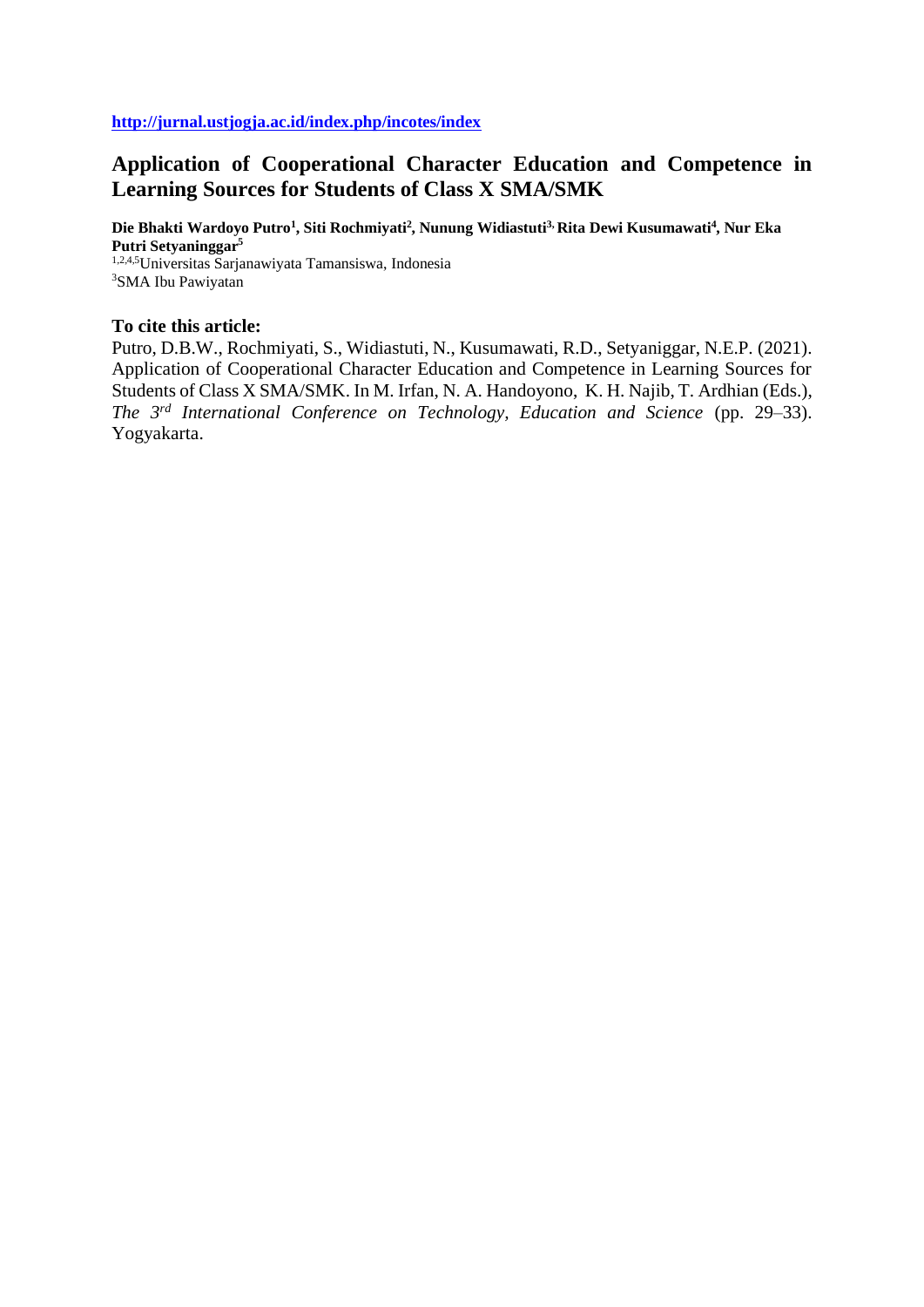**http://jurnal.ustjogja.ac.id/index.php/incotes/index**

# Application of Cooperational Character Education and Competence in Learning Sources for Students of Class X SMA/SMK

**Die Bhakti Wardoyo Putro[1], Siti Rochmiyati[2], Nunung Widiastuti[3], Rita Dewi Kusumawati[4], Nur Eka Putri Setyaninggar[5]**

[1,2,4,5]Universitas Sarjanawiyata Tamansiswa, Indonesia
[3]SMA Ibu Pawiyatan

**To cite this article:**

Putro, D.B.W., Rochmiyati, S., Widiastuti, N., Kusumawati, R.D., Setyaniggar, N.E.P. (2021). Application of Cooperational Character Education and Competence in Learning Sources for Students of Class X SMA/SMK. In M. Irfan, N. A. Handoyono, K. H. Najib, T. Ardhian (Eds.), *The 3rd International Conference on Technology, Education and Science* (pp. 29–33). Yogyakarta.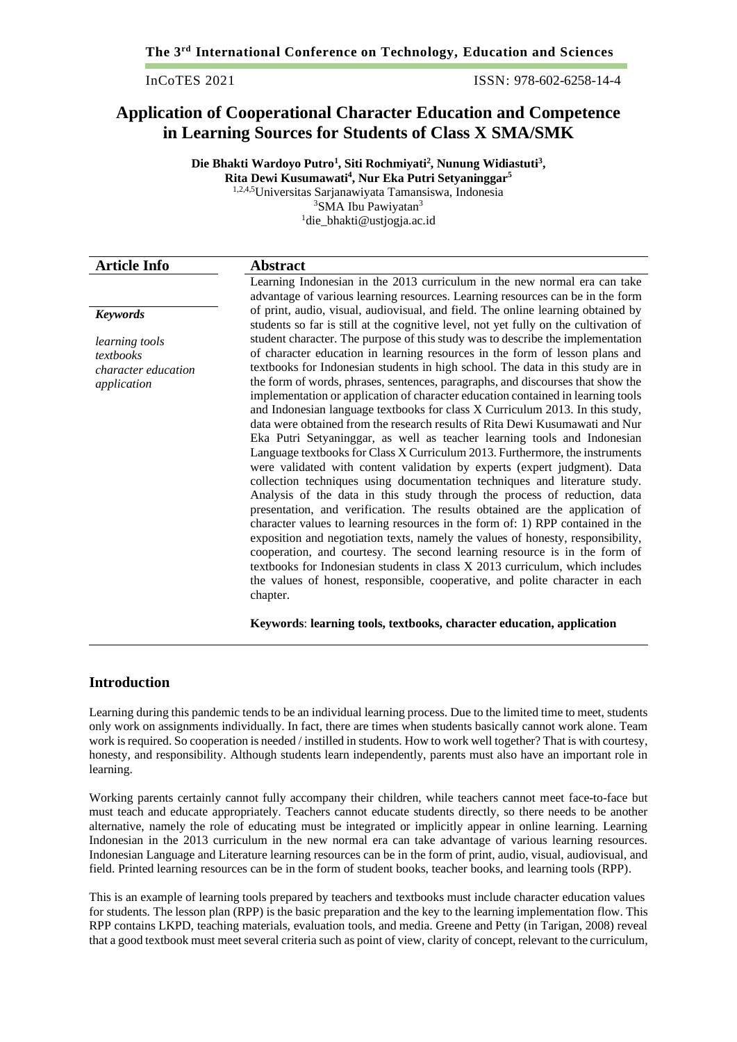# Application of Cooperational Character Education and Competence in Learning Sources for Students of Class X SMA/SMK

**Die Bhakti Wardoyo Putro[1], Siti Rochmiyati[2], Nunung Widiastuti[3], Rita Dewi Kusumawati[4], Nur Eka Putri Setyaninggar[5]**

[1,2,4,5]Universitas Sarjanawiyata Tamansiswa, Indonesia
[3]SMA Ibu Pawiyatan[3]
[1]die_bhakti@ustjogja.ac.id

## Article Info

*Keywords*

*learning tools*
*textbooks*
*character education*
*application*

## Abstract

Learning Indonesian in the 2013 curriculum in the new normal era can take advantage of various learning resources. Learning resources can be in the form of print, audio, visual, audiovisual, and field. The online learning obtained by students so far is still at the cognitive level, not yet fully on the cultivation of student character. The purpose of this study was to describe the implementation of character education in learning resources in the form of lesson plans and textbooks for Indonesian students in high school. The data in this study are in the form of words, phrases, sentences, paragraphs, and discourses that show the implementation or application of character education contained in learning tools and Indonesian language textbooks for class X Curriculum 2013. In this study, data were obtained from the research results of Rita Dewi Kusumawati and Nur Eka Putri Setyaninggar, as well as teacher learning tools and Indonesian Language textbooks for Class X Curriculum 2013. Furthermore, the instruments were validated with content validation by experts (expert judgment). Data collection techniques using documentation techniques and literature study. Analysis of the data in this study through the process of reduction, data presentation, and verification. The results obtained are the application of character values to learning resources in the form of: 1) RPP contained in the exposition and negotiation texts, namely the values of honesty, responsibility, cooperation, and courtesy. The second learning resource is in the form of textbooks for Indonesian students in class X 2013 curriculum, which includes the values of honest, responsible, cooperative, and polite character in each chapter.

**Keywords**: **learning tools, textbooks, character education, application**

## Introduction

Learning during this pandemic tends to be an individual learning process. Due to the limited time to meet, students only work on assignments individually. In fact, there are times when students basically cannot work alone. Team work is required. So cooperation is needed / instilled in students. How to work well together? That is with courtesy, honesty, and responsibility. Although students learn independently, parents must also have an important role in learning.

Working parents certainly cannot fully accompany their children, while teachers cannot meet face-to-face but must teach and educate appropriately. Teachers cannot educate students directly, so there needs to be another alternative, namely the role of educating must be integrated or implicitly appear in online learning. Learning Indonesian in the 2013 curriculum in the new normal era can take advantage of various learning resources. Indonesian Language and Literature learning resources can be in the form of print, audio, visual, audiovisual, and field. Printed learning resources can be in the form of student books, teacher books, and learning tools (RPP).

This is an example of learning tools prepared by teachers and textbooks must include character education values for students. The lesson plan (RPP) is the basic preparation and the key to the learning implementation flow. This RPP contains LKPD, teaching materials, evaluation tools, and media. Greene and Petty (in Tarigan, 2008) reveal that a good textbook must meet several criteria such as point of view, clarity of concept, relevant to the curriculum,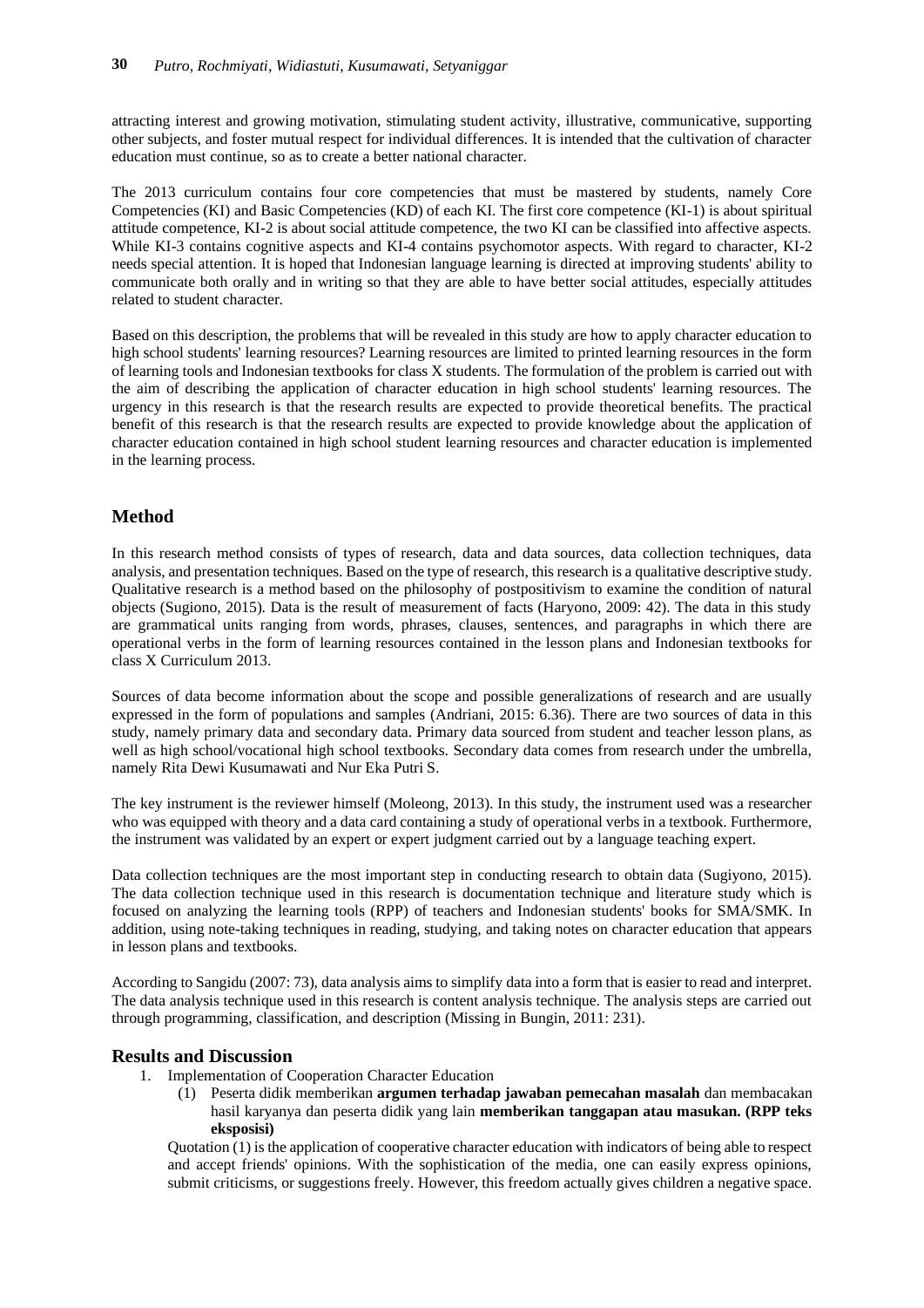attracting interest and growing motivation, stimulating student activity, illustrative, communicative, supporting other subjects, and foster mutual respect for individual differences. It is intended that the cultivation of character education must continue, so as to create a better national character.

The 2013 curriculum contains four core competencies that must be mastered by students, namely Core Competencies (KI) and Basic Competencies (KD) of each KI. The first core competence (KI-1) is about spiritual attitude competence, KI-2 is about social attitude competence, the two KI can be classified into affective aspects. While KI-3 contains cognitive aspects and KI-4 contains psychomotor aspects. With regard to character, KI-2 needs special attention. It is hoped that Indonesian language learning is directed at improving students' ability to communicate both orally and in writing so that they are able to have better social attitudes, especially attitudes related to student character.

Based on this description, the problems that will be revealed in this study are how to apply character education to high school students' learning resources? Learning resources are limited to printed learning resources in the form of learning tools and Indonesian textbooks for class X students. The formulation of the problem is carried out with the aim of describing the application of character education in high school students' learning resources. The urgency in this research is that the research results are expected to provide theoretical benefits. The practical benefit of this research is that the research results are expected to provide knowledge about the application of character education contained in high school student learning resources and character education is implemented in the learning process.

## Method

In this research method consists of types of research, data and data sources, data collection techniques, data analysis, and presentation techniques. Based on the type of research, this research is a qualitative descriptive study. Qualitative research is a method based on the philosophy of postpositivism to examine the condition of natural objects (Sugiono, 2015). Data is the result of measurement of facts (Haryono, 2009: 42). The data in this study are grammatical units ranging from words, phrases, clauses, sentences, and paragraphs in which there are operational verbs in the form of learning resources contained in the lesson plans and Indonesian textbooks for class X Curriculum 2013.

Sources of data become information about the scope and possible generalizations of research and are usually expressed in the form of populations and samples (Andriani, 2015: 6.36). There are two sources of data in this study, namely primary data and secondary data. Primary data sourced from student and teacher lesson plans, as well as high school/vocational high school textbooks. Secondary data comes from research under the umbrella, namely Rita Dewi Kusumawati and Nur Eka Putri S.

The key instrument is the reviewer himself (Moleong, 2013). In this study, the instrument used was a researcher who was equipped with theory and a data card containing a study of operational verbs in a textbook. Furthermore, the instrument was validated by an expert or expert judgment carried out by a language teaching expert.

Data collection techniques are the most important step in conducting research to obtain data (Sugiyono, 2015). The data collection technique used in this research is documentation technique and literature study which is focused on analyzing the learning tools (RPP) of teachers and Indonesian students' books for SMA/SMK. In addition, using note-taking techniques in reading, studying, and taking notes on character education that appears in lesson plans and textbooks.

According to Sangidu (2007: 73), data analysis aims to simplify data into a form that is easier to read and interpret. The data analysis technique used in this research is content analysis technique. The analysis steps are carried out through programming, classification, and description (Missing in Bungin, 2011: 231).

## Results and Discussion

1. Implementation of Cooperation Character Education

   (1) Peserta didik memberikan **argumen terhadap jawaban pemecahan masalah** dan membacakan hasil karyanya dan peserta didik yang lain **memberikan tanggapan atau masukan. (RPP teks eksposisi)**

   Quotation (1) is the application of cooperative character education with indicators of being able to respect and accept friends' opinions. With the sophistication of the media, one can easily express opinions, submit criticisms, or suggestions freely. However, this freedom actually gives children a negative space.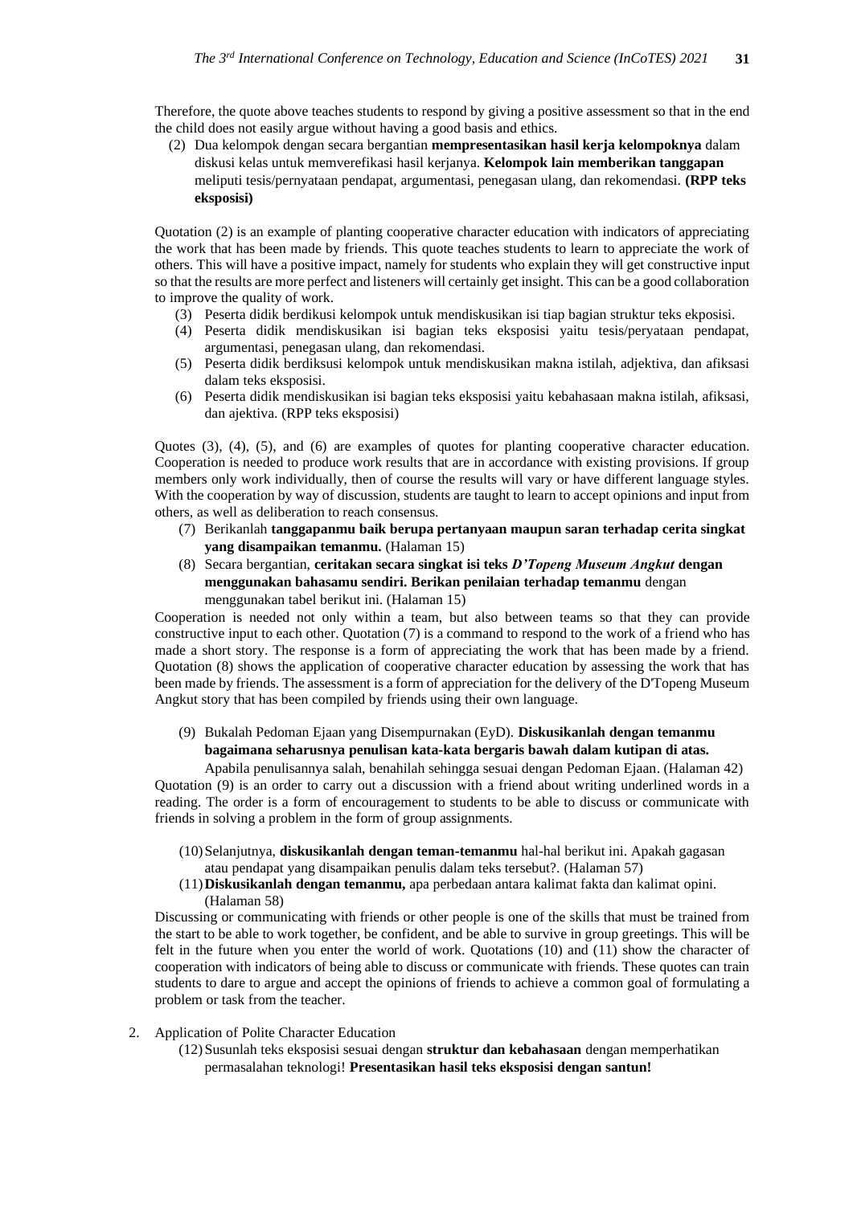Therefore, the quote above teaches students to respond by giving a positive assessment so that in the end the child does not easily argue without having a good basis and ethics.

(2) Dua kelompok dengan secara bergantian **mempresentasikan hasil kerja kelompoknya** dalam diskusi kelas untuk memverefikasi hasil kerjanya. **Kelompok lain memberikan tanggapan** meliputi tesis/pernyataan pendapat, argumentasi, penegasan ulang, dan rekomendasi. **(RPP teks eksposisi)**

Quotation (2) is an example of planting cooperative character education with indicators of appreciating the work that has been made by friends. This quote teaches students to learn to appreciate the work of others. This will have a positive impact, namely for students who explain they will get constructive input so that the results are more perfect and listeners will certainly get insight. This can be a good collaboration to improve the quality of work.

(3) Peserta didik berdikusi kelompok untuk mendiskusikan isi tiap bagian struktur teks ekposisi.
(4) Peserta didik mendiskusikan isi bagian teks eksposisi yaitu tesis/peryataan pendapat, argumentasi, penegasan ulang, dan rekomendasi.
(5) Peserta didik berdiksusi kelompok untuk mendiskusikan makna istilah, adjektiva, dan afiksasi dalam teks eksposisi.
(6) Peserta didik mendiskusikan isi bagian teks eksposisi yaitu kebahasaan makna istilah, afiksasi, dan ajektiva. (RPP teks eksposisi)

Quotes (3), (4), (5), and (6) are examples of quotes for planting cooperative character education. Cooperation is needed to produce work results that are in accordance with existing provisions. If group members only work individually, then of course the results will vary or have different language styles. With the cooperation by way of discussion, students are taught to learn to accept opinions and input from others, as well as deliberation to reach consensus.

(7) Berikanlah **tanggapanmu baik berupa pertanyaan maupun saran terhadap cerita singkat yang disampaikan temanmu.** (Halaman 15)
(8) Secara bergantian, **ceritakan secara singkat isi teks *D'Topeng Museum Angkut* dengan menggunakan bahasamu sendiri. Berikan penilaian terhadap temanmu** dengan menggunakan tabel berikut ini. (Halaman 15)

Cooperation is needed not only within a team, but also between teams so that they can provide constructive input to each other. Quotation (7) is a command to respond to the work of a friend who has made a short story. The response is a form of appreciating the work that has been made by a friend. Quotation (8) shows the application of cooperative character education by assessing the work that has been made by friends. The assessment is a form of appreciation for the delivery of the D'Topeng Museum Angkut story that has been compiled by friends using their own language.

(9) Bukalah Pedoman Ejaan yang Disempurnakan (EyD). **Diskusikanlah dengan temanmu bagaimana seharusnya penulisan kata-kata bergaris bawah dalam kutipan di atas.** Apabila penulisannya salah, benahilah sehingga sesuai dengan Pedoman Ejaan. (Halaman 42)

Quotation (9) is an order to carry out a discussion with a friend about writing underlined words in a reading. The order is a form of encouragement to students to be able to discuss or communicate with friends in solving a problem in the form of group assignments.

(10) Selanjutnya, **diskusikanlah dengan teman-temanmu** hal-hal berikut ini. Apakah gagasan atau pendapat yang disampaikan penulis dalam teks tersebut?. (Halaman 57)
(11) **Diskusikanlah dengan temanmu,** apa perbedaan antara kalimat fakta dan kalimat opini. (Halaman 58)

Discussing or communicating with friends or other people is one of the skills that must be trained from the start to be able to work together, be confident, and be able to survive in group greetings. This will be felt in the future when you enter the world of work. Quotations (10) and (11) show the character of cooperation with indicators of being able to discuss or communicate with friends. These quotes can train students to dare to argue and accept the opinions of friends to achieve a common goal of formulating a problem or task from the teacher.

2. Application of Polite Character Education

(12) Susunlah teks eksposisi sesuai dengan **struktur dan kebahasaan** dengan memperhatikan permasalahan teknologi! **Presentasikan hasil teks eksposisi dengan santun!**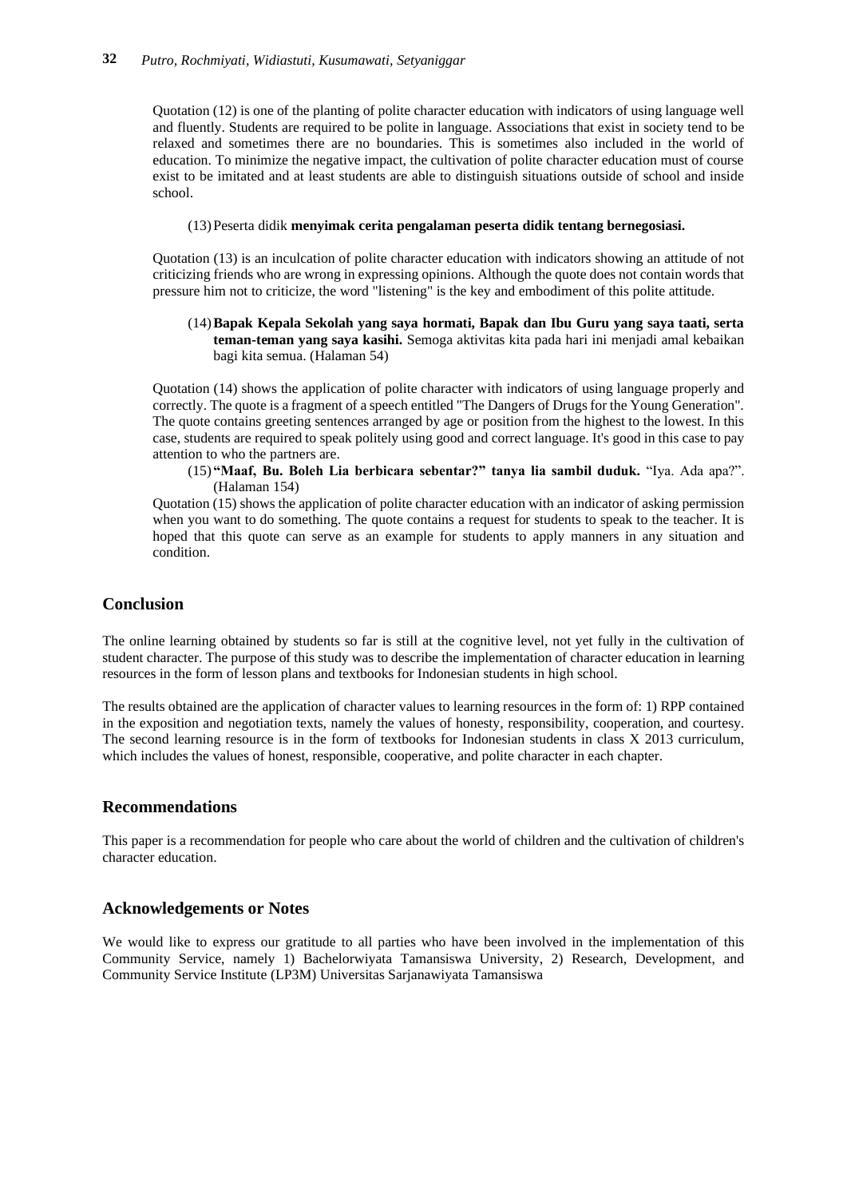Quotation (12) is one of the planting of polite character education with indicators of using language well and fluently. Students are required to be polite in language. Associations that exist in society tend to be relaxed and sometimes there are no boundaries. This is sometimes also included in the world of education. To minimize the negative impact, the cultivation of polite character education must of course exist to be imitated and at least students are able to distinguish situations outside of school and inside school.

(13) Peserta didik **menyimak cerita pengalaman peserta didik tentang bernegosiasi.**

Quotation (13) is an inculcation of polite character education with indicators showing an attitude of not criticizing friends who are wrong in expressing opinions. Although the quote does not contain words that pressure him not to criticize, the word "listening" is the key and embodiment of this polite attitude.

(14) **Bapak Kepala Sekolah yang saya hormati, Bapak dan Ibu Guru yang saya taati, serta teman-teman yang saya kasihi.** Semoga aktivitas kita pada hari ini menjadi amal kebaikan bagi kita semua. (Halaman 54)

Quotation (14) shows the application of polite character with indicators of using language properly and correctly. The quote is a fragment of a speech entitled "The Dangers of Drugs for the Young Generation". The quote contains greeting sentences arranged by age or position from the highest to the lowest. In this case, students are required to speak politely using good and correct language. It's good in this case to pay attention to who the partners are.

(15) **"Maaf, Bu. Boleh Lia berbicara sebentar?" tanya lia sambil duduk.** "Iya. Ada apa?". (Halaman 154)

Quotation (15) shows the application of polite character education with an indicator of asking permission when you want to do something. The quote contains a request for students to speak to the teacher. It is hoped that this quote can serve as an example for students to apply manners in any situation and condition.

## Conclusion

The online learning obtained by students so far is still at the cognitive level, not yet fully in the cultivation of student character. The purpose of this study was to describe the implementation of character education in learning resources in the form of lesson plans and textbooks for Indonesian students in high school.

The results obtained are the application of character values to learning resources in the form of: 1) RPP contained in the exposition and negotiation texts, namely the values of honesty, responsibility, cooperation, and courtesy. The second learning resource is in the form of textbooks for Indonesian students in class X 2013 curriculum, which includes the values of honest, responsible, cooperative, and polite character in each chapter.

## Recommendations

This paper is a recommendation for people who care about the world of children and the cultivation of children's character education.

## Acknowledgements or Notes

We would like to express our gratitude to all parties who have been involved in the implementation of this Community Service, namely 1) Bachelorwiyata Tamansiswa University, 2) Research, Development, and Community Service Institute (LP3M) Universitas Sarjanawiyata Tamansiswa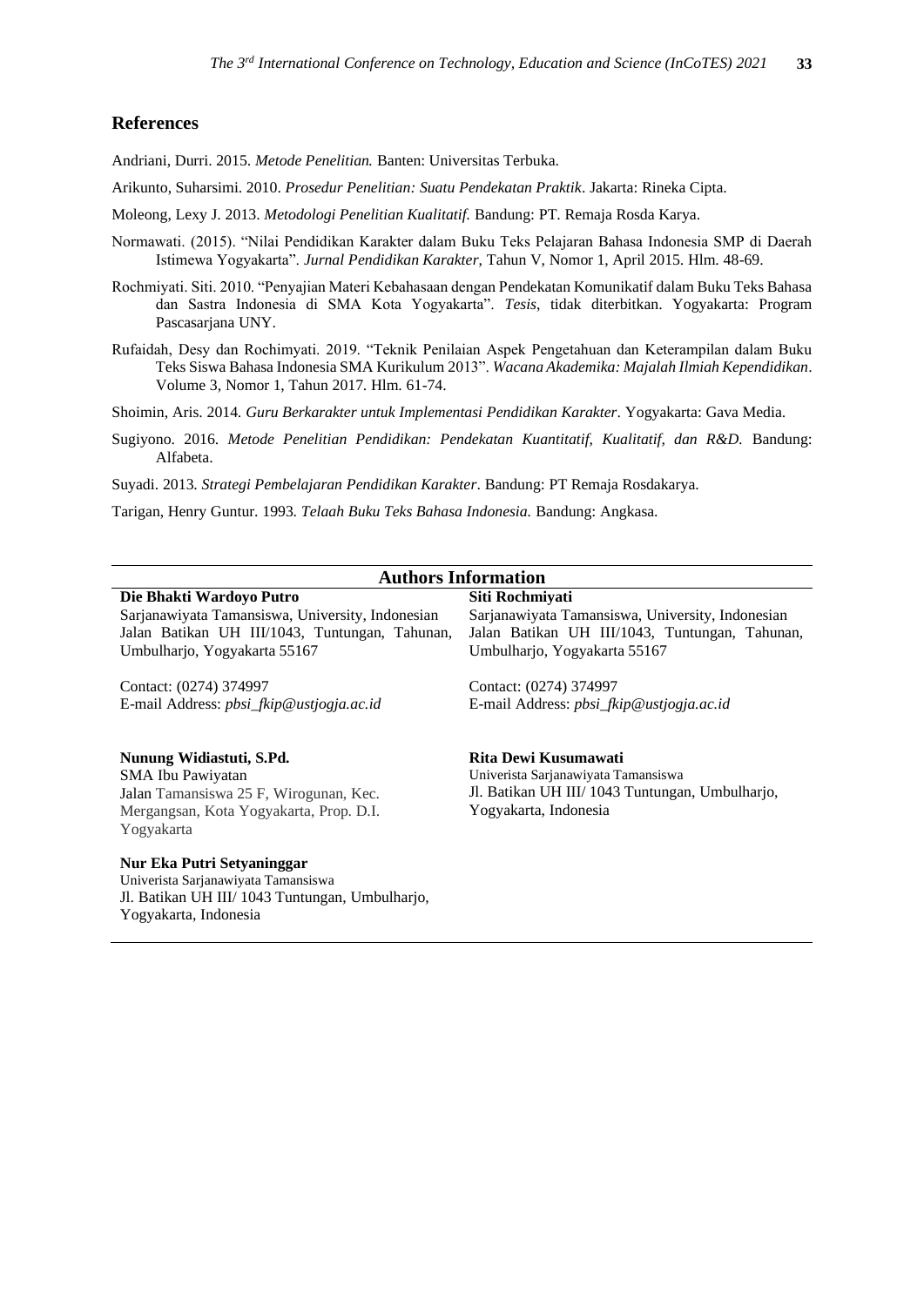## References

Andriani, Durri. 2015. *Metode Penelitian.* Banten: Universitas Terbuka.

Arikunto, Suharsimi. 2010. *Prosedur Penelitian: Suatu Pendekatan Praktik*. Jakarta: Rineka Cipta.

Moleong, Lexy J. 2013. *Metodologi Penelitian Kualitatif.* Bandung: PT. Remaja Rosda Karya.

Normawati. (2015). "Nilai Pendidikan Karakter dalam Buku Teks Pelajaran Bahasa Indonesia SMP di Daerah Istimewa Yogyakarta". *Jurnal Pendidikan Karakter*, Tahun V, Nomor 1, April 2015. Hlm. 48-69.

Rochmiyati. Siti. 2010. "Penyajian Materi Kebahasaan dengan Pendekatan Komunikatif dalam Buku Teks Bahasa dan Sastra Indonesia di SMA Kota Yogyakarta". *Tesis*, tidak diterbitkan. Yogyakarta: Program Pascasarjana UNY.

Rufaidah, Desy dan Rochimyati. 2019. "Teknik Penilaian Aspek Pengetahuan dan Keterampilan dalam Buku Teks Siswa Bahasa Indonesia SMA Kurikulum 2013". *Wacana Akademika: Majalah Ilmiah Kependidikan*. Volume 3, Nomor 1, Tahun 2017. Hlm. 61-74.

Shoimin, Aris. 2014. *Guru Berkarakter untuk Implementasi Pendidikan Karakter*. Yogyakarta: Gava Media.

Sugiyono. 2016. *Metode Penelitian Pendidikan: Pendekatan Kuantitatif, Kualitatif, dan R&D.* Bandung: Alfabeta.

Suyadi. 2013. *Strategi Pembelajaran Pendidikan Karakter*. Bandung: PT Remaja Rosdakarya.

Tarigan, Henry Guntur. 1993. *Telaah Buku Teks Bahasa Indonesia.* Bandung: Angkasa.

## Authors Information

**Die Bhakti Wardoyo Putro**
Sarjanawiyata Tamansiswa, University, Indonesian
Jalan Batikan UH III/1043, Tuntungan, Tahunan, Umbulharjo, Yogyakarta 55167

Contact: (0274) 374997
E-mail Address: *pbsi_fkip@ustjogja.ac.id*

**Siti Rochmiyati**
Sarjanawiyata Tamansiswa, University, Indonesian
Jalan Batikan UH III/1043, Tuntungan, Tahunan, Umbulharjo, Yogyakarta 55167

Contact: (0274) 374997
E-mail Address: *pbsi_fkip@ustjogja.ac.id*

**Nunung Widiastuti, S.Pd.**
SMA Ibu Pawiyatan
Jalan Tamansiswa 25 F, Wirogunan, Kec. Mergangsan, Kota Yogyakarta, Prop. D.I. Yogyakarta

**Rita Dewi Kusumawati**
Univerista Sarjanawiyata Tamansiswa
Jl. Batikan UH III/ 1043 Tuntungan, Umbulharjo, Yogyakarta, Indonesia

**Nur Eka Putri Setyaninggar**
Univerista Sarjanawiyata Tamansiswa
Jl. Batikan UH III/ 1043 Tuntungan, Umbulharjo, Yogyakarta, Indonesia